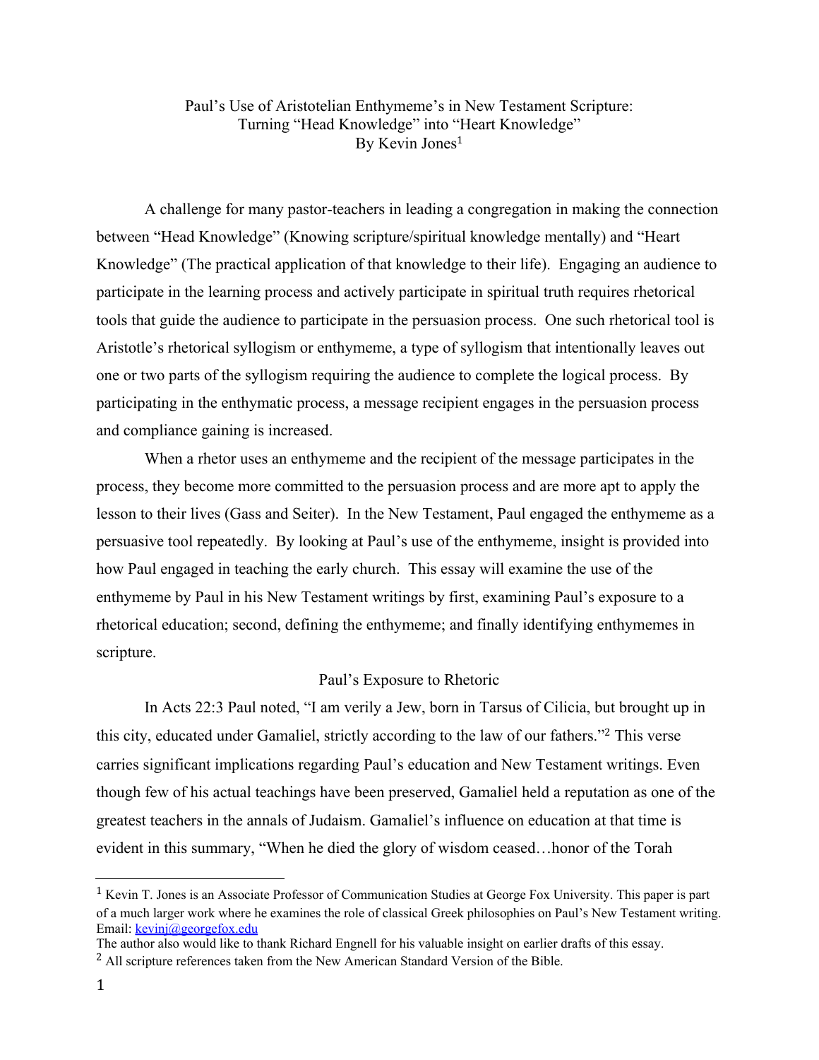# Paul's Use of Aristotelian Enthymeme's in New Testament Scripture: Turning "Head Knowledge" into "Heart Knowledge"

By Kevin Jones[1]

A challenge for many pastor-teachers in leading a congregation in making the connection between "Head Knowledge" (Knowing scripture/spiritual knowledge mentally) and "Heart Knowledge" (The practical application of that knowledge to their life). Engaging an audience to participate in the learning process and actively participate in spiritual truth requires rhetorical tools that guide the audience to participate in the persuasion process. One such rhetorical tool is Aristotle's rhetorical syllogism or enthymeme, a type of syllogism that intentionally leaves out one or two parts of the syllogism requiring the audience to complete the logical process. By participating in the enthymatic process, a message recipient engages in the persuasion process and compliance gaining is increased.

When a rhetor uses an enthymeme and the recipient of the message participates in the process, they become more committed to the persuasion process and are more apt to apply the lesson to their lives (Gass and Seiter). In the New Testament, Paul engaged the enthymeme as a persuasive tool repeatedly. By looking at Paul's use of the enthymeme, insight is provided into how Paul engaged in teaching the early church. This essay will examine the use of the enthymeme by Paul in his New Testament writings by first, examining Paul's exposure to a rhetorical education; second, defining the enthymeme; and finally identifying enthymemes in scripture.

## Paul's Exposure to Rhetoric

In Acts 22:3 Paul noted, "I am verily a Jew, born in Tarsus of Cilicia, but brought up in this city, educated under Gamaliel, strictly according to the law of our fathers."[2] This verse carries significant implications regarding Paul's education and New Testament writings. Even though few of his actual teachings have been preserved, Gamaliel held a reputation as one of the greatest teachers in the annals of Judaism. Gamaliel's influence on education at that time is evident in this summary, "When he died the glory of wisdom ceased…honor of the Torah

---

[1] Kevin T. Jones is an Associate Professor of Communication Studies at George Fox University. This paper is part of a much larger work where he examines the role of classical Greek philosophies on Paul's New Testament writing. Email: kevinj@georgefox.edu

The author also would like to thank Richard Engnell for his valuable insight on earlier drafts of this essay.

[2] All scripture references taken from the New American Standard Version of the Bible.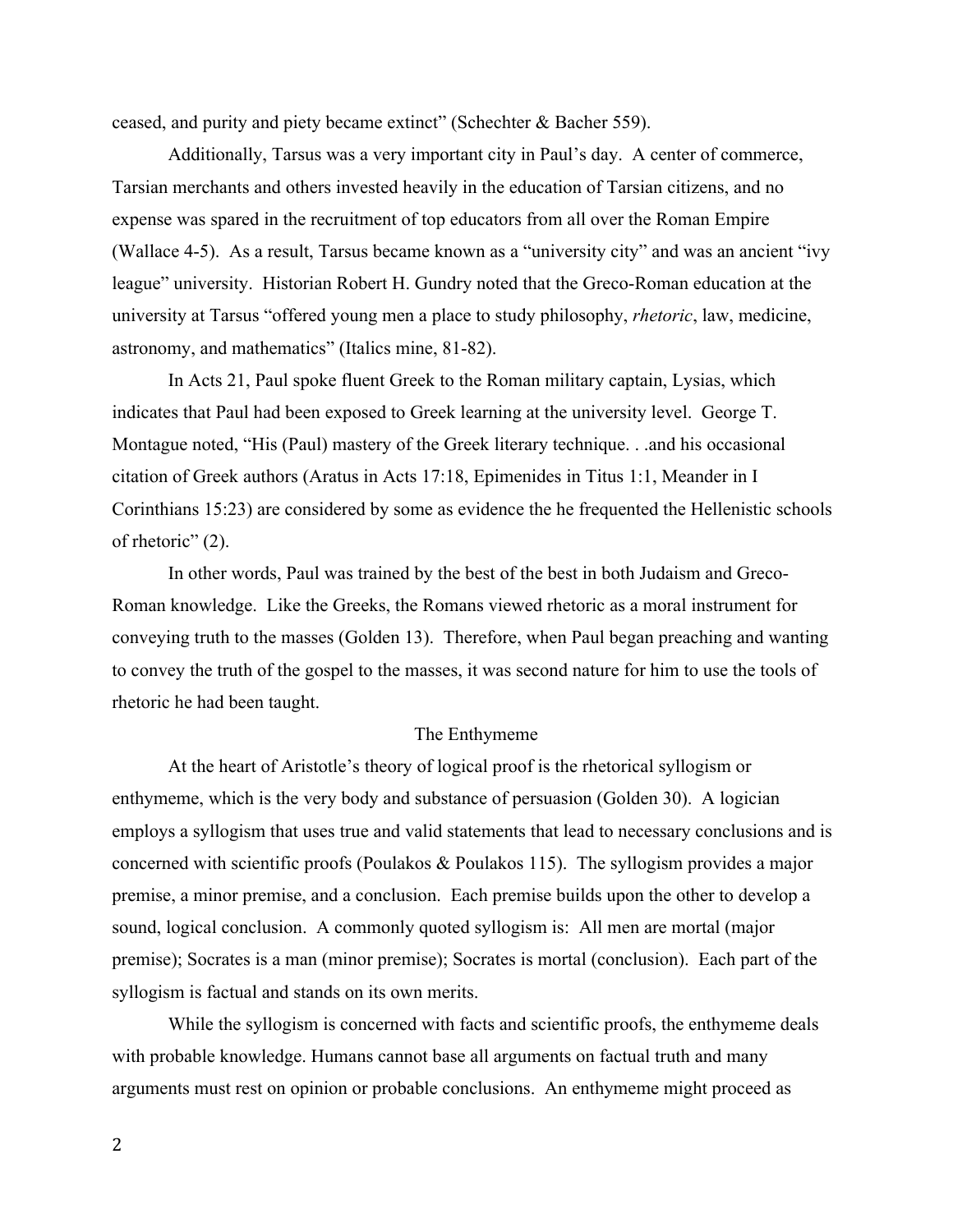ceased, and purity and piety became extinct" (Schechter & Bacher 559).

Additionally, Tarsus was a very important city in Paul's day. A center of commerce, Tarsian merchants and others invested heavily in the education of Tarsian citizens, and no expense was spared in the recruitment of top educators from all over the Roman Empire (Wallace 4-5). As a result, Tarsus became known as a "university city" and was an ancient "ivy league" university. Historian Robert H. Gundry noted that the Greco-Roman education at the university at Tarsus "offered young men a place to study philosophy, *rhetoric*, law, medicine, astronomy, and mathematics" (Italics mine, 81-82).

In Acts 21, Paul spoke fluent Greek to the Roman military captain, Lysias, which indicates that Paul had been exposed to Greek learning at the university level. George T. Montague noted, "His (Paul) mastery of the Greek literary technique. . .and his occasional citation of Greek authors (Aratus in Acts 17:18, Epimenides in Titus 1:1, Meander in I Corinthians 15:23) are considered by some as evidence the he frequented the Hellenistic schools of rhetoric" (2).

In other words, Paul was trained by the best of the best in both Judaism and Greco-Roman knowledge. Like the Greeks, the Romans viewed rhetoric as a moral instrument for conveying truth to the masses (Golden 13). Therefore, when Paul began preaching and wanting to convey the truth of the gospel to the masses, it was second nature for him to use the tools of rhetoric he had been taught.

## The Enthymeme

At the heart of Aristotle's theory of logical proof is the rhetorical syllogism or enthymeme, which is the very body and substance of persuasion (Golden 30). A logician employs a syllogism that uses true and valid statements that lead to necessary conclusions and is concerned with scientific proofs (Poulakos & Poulakos 115). The syllogism provides a major premise, a minor premise, and a conclusion. Each premise builds upon the other to develop a sound, logical conclusion. A commonly quoted syllogism is: All men are mortal (major premise); Socrates is a man (minor premise); Socrates is mortal (conclusion). Each part of the syllogism is factual and stands on its own merits.

While the syllogism is concerned with facts and scientific proofs, the enthymeme deals with probable knowledge. Humans cannot base all arguments on factual truth and many arguments must rest on opinion or probable conclusions. An enthymeme might proceed as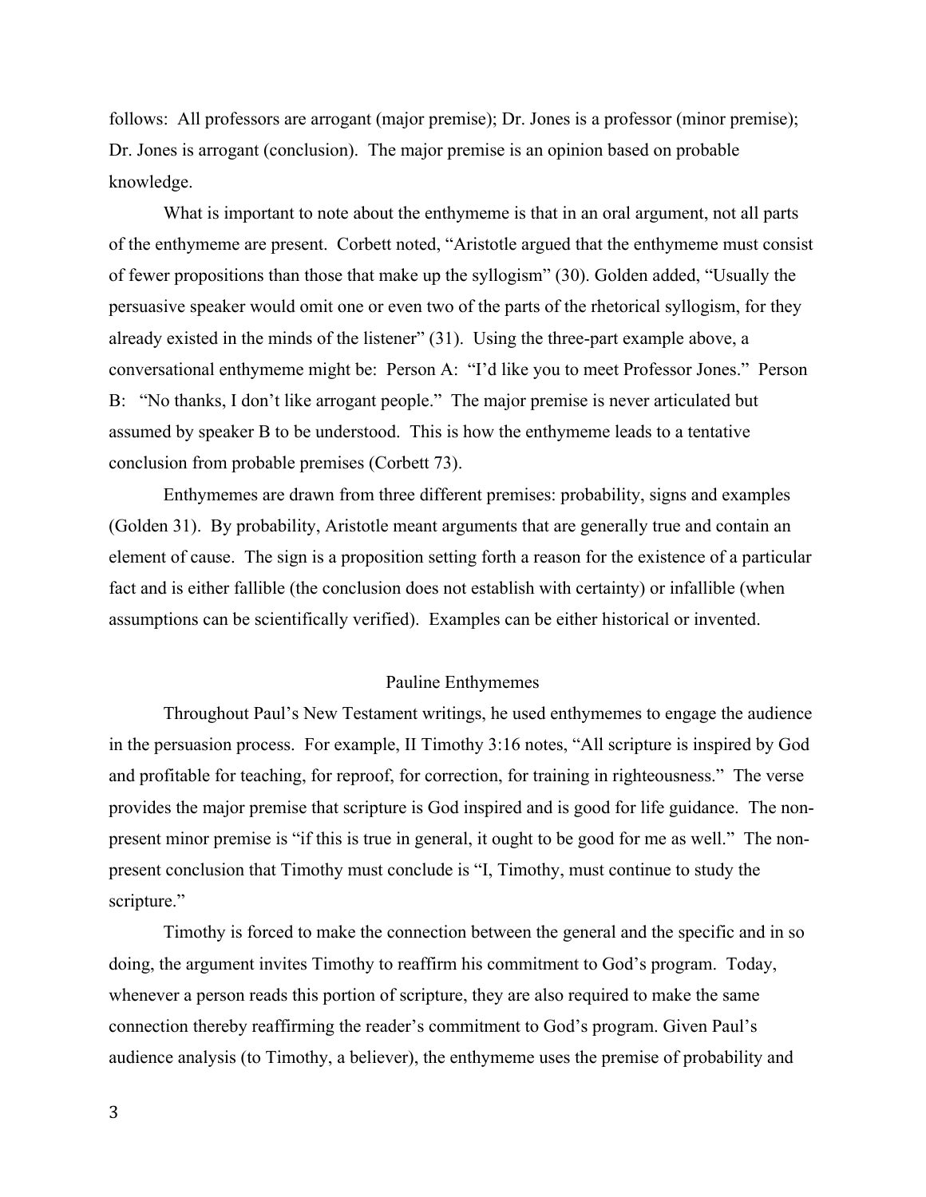follows: All professors are arrogant (major premise); Dr. Jones is a professor (minor premise); Dr. Jones is arrogant (conclusion). The major premise is an opinion based on probable knowledge.

What is important to note about the enthymeme is that in an oral argument, not all parts of the enthymeme are present. Corbett noted, "Aristotle argued that the enthymeme must consist of fewer propositions than those that make up the syllogism" (30). Golden added, "Usually the persuasive speaker would omit one or even two of the parts of the rhetorical syllogism, for they already existed in the minds of the listener" (31). Using the three-part example above, a conversational enthymeme might be: Person A: "I'd like you to meet Professor Jones." Person B: "No thanks, I don't like arrogant people." The major premise is never articulated but assumed by speaker B to be understood. This is how the enthymeme leads to a tentative conclusion from probable premises (Corbett 73).

Enthymemes are drawn from three different premises: probability, signs and examples (Golden 31). By probability, Aristotle meant arguments that are generally true and contain an element of cause. The sign is a proposition setting forth a reason for the existence of a particular fact and is either fallible (the conclusion does not establish with certainty) or infallible (when assumptions can be scientifically verified). Examples can be either historical or invented.

## Pauline Enthymemes

Throughout Paul's New Testament writings, he used enthymemes to engage the audience in the persuasion process. For example, II Timothy 3:16 notes, "All scripture is inspired by God and profitable for teaching, for reproof, for correction, for training in righteousness." The verse provides the major premise that scripture is God inspired and is good for life guidance. The non-present minor premise is "if this is true in general, it ought to be good for me as well." The non-present conclusion that Timothy must conclude is "I, Timothy, must continue to study the scripture."

Timothy is forced to make the connection between the general and the specific and in so doing, the argument invites Timothy to reaffirm his commitment to God's program. Today, whenever a person reads this portion of scripture, they are also required to make the same connection thereby reaffirming the reader's commitment to God's program. Given Paul's audience analysis (to Timothy, a believer), the enthymeme uses the premise of probability and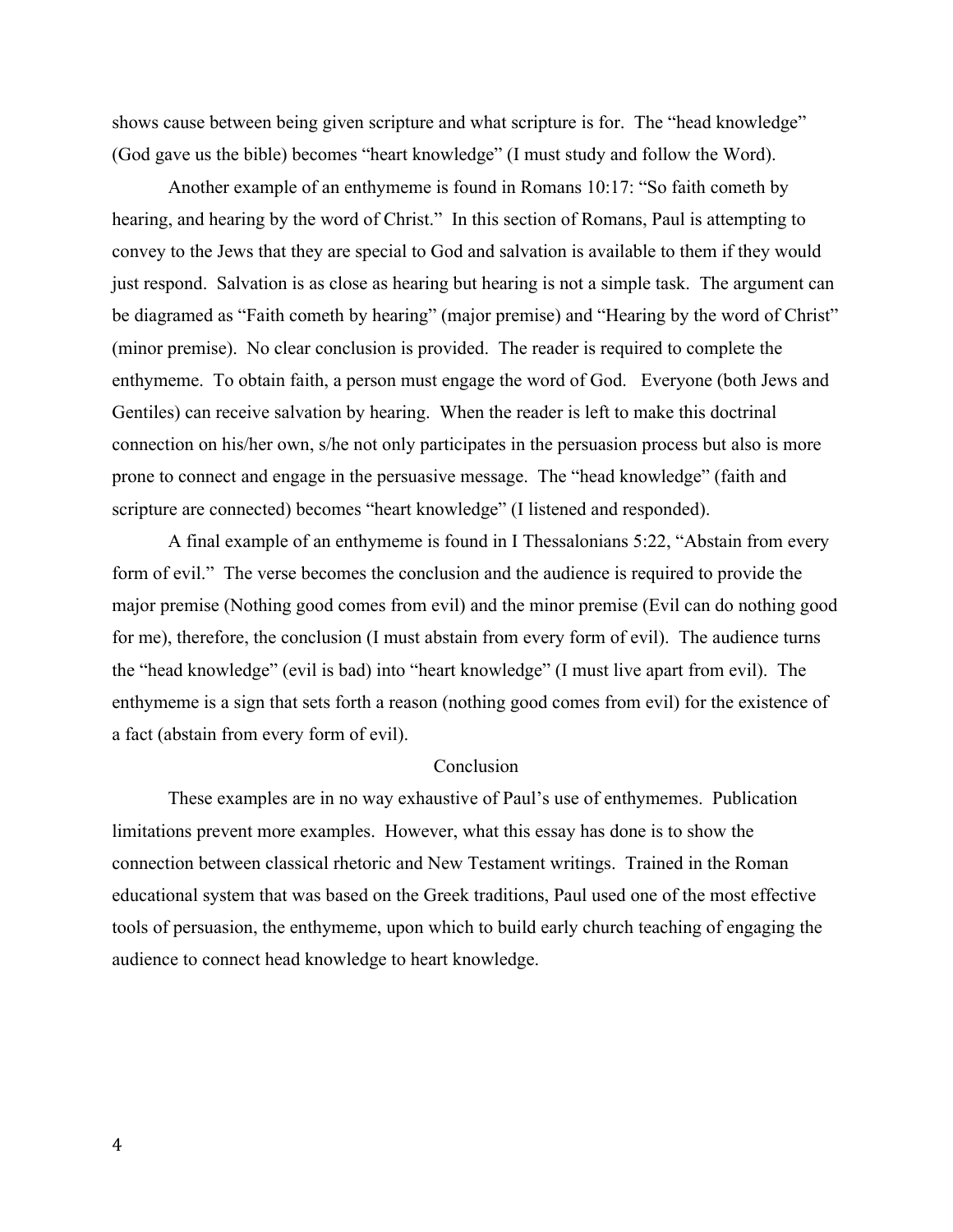shows cause between being given scripture and what scripture is for. The "head knowledge" (God gave us the bible) becomes "heart knowledge" (I must study and follow the Word).

Another example of an enthymeme is found in Romans 10:17: "So faith cometh by hearing, and hearing by the word of Christ." In this section of Romans, Paul is attempting to convey to the Jews that they are special to God and salvation is available to them if they would just respond. Salvation is as close as hearing but hearing is not a simple task. The argument can be diagramed as "Faith cometh by hearing" (major premise) and "Hearing by the word of Christ" (minor premise). No clear conclusion is provided. The reader is required to complete the enthymeme. To obtain faith, a person must engage the word of God. Everyone (both Jews and Gentiles) can receive salvation by hearing. When the reader is left to make this doctrinal connection on his/her own, s/he not only participates in the persuasion process but also is more prone to connect and engage in the persuasive message. The "head knowledge" (faith and scripture are connected) becomes "heart knowledge" (I listened and responded).

A final example of an enthymeme is found in I Thessalonians 5:22, "Abstain from every form of evil." The verse becomes the conclusion and the audience is required to provide the major premise (Nothing good comes from evil) and the minor premise (Evil can do nothing good for me), therefore, the conclusion (I must abstain from every form of evil). The audience turns the "head knowledge" (evil is bad) into "heart knowledge" (I must live apart from evil). The enthymeme is a sign that sets forth a reason (nothing good comes from evil) for the existence of a fact (abstain from every form of evil).

## Conclusion

These examples are in no way exhaustive of Paul's use of enthymemes. Publication limitations prevent more examples. However, what this essay has done is to show the connection between classical rhetoric and New Testament writings. Trained in the Roman educational system that was based on the Greek traditions, Paul used one of the most effective tools of persuasion, the enthymeme, upon which to build early church teaching of engaging the audience to connect head knowledge to heart knowledge.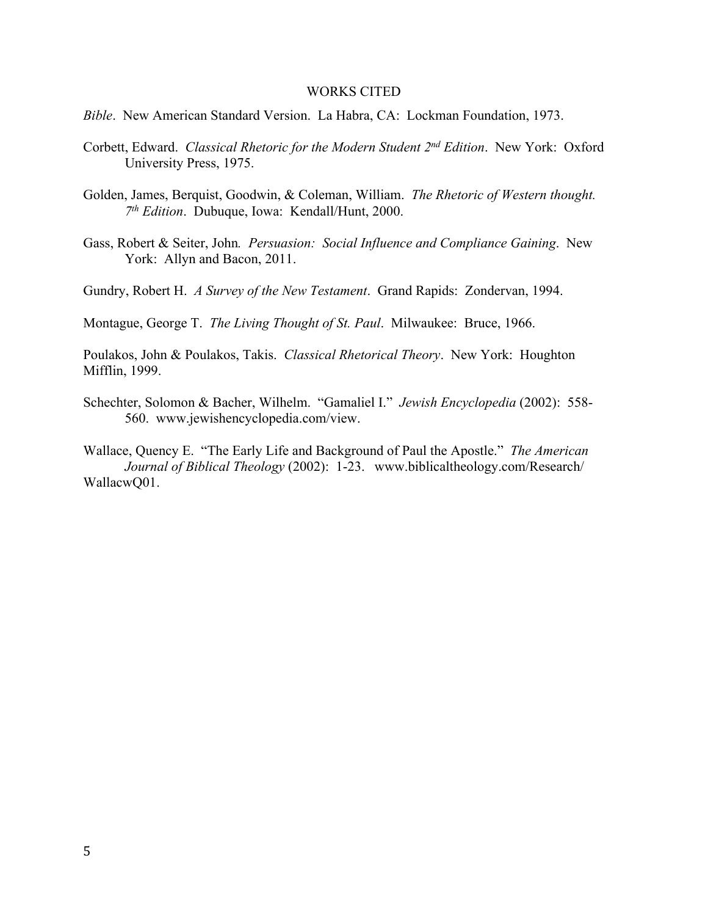# WORKS CITED

*Bible*. New American Standard Version. La Habra, CA: Lockman Foundation, 1973.

Corbett, Edward. *Classical Rhetoric for the Modern Student 2nd Edition*. New York: Oxford University Press, 1975.

Golden, James, Berquist, Goodwin, & Coleman, William. *The Rhetoric of Western thought. 7th Edition*. Dubuque, Iowa: Kendall/Hunt, 2000.

Gass, Robert & Seiter, John. *Persuasion: Social Influence and Compliance Gaining*. New York: Allyn and Bacon, 2011.

Gundry, Robert H. *A Survey of the New Testament*. Grand Rapids: Zondervan, 1994.

Montague, George T. *The Living Thought of St. Paul*. Milwaukee: Bruce, 1966.

Poulakos, John & Poulakos, Takis. *Classical Rhetorical Theory*. New York: Houghton Mifflin, 1999.

Schechter, Solomon & Bacher, Wilhelm. "Gamaliel I." *Jewish Encyclopedia* (2002): 558-560. www.jewishencyclopedia.com/view.

Wallace, Quency E. "The Early Life and Background of Paul the Apostle." *The American Journal of Biblical Theology* (2002): 1-23. www.biblicaltheology.com/Research/WallacwQ01.